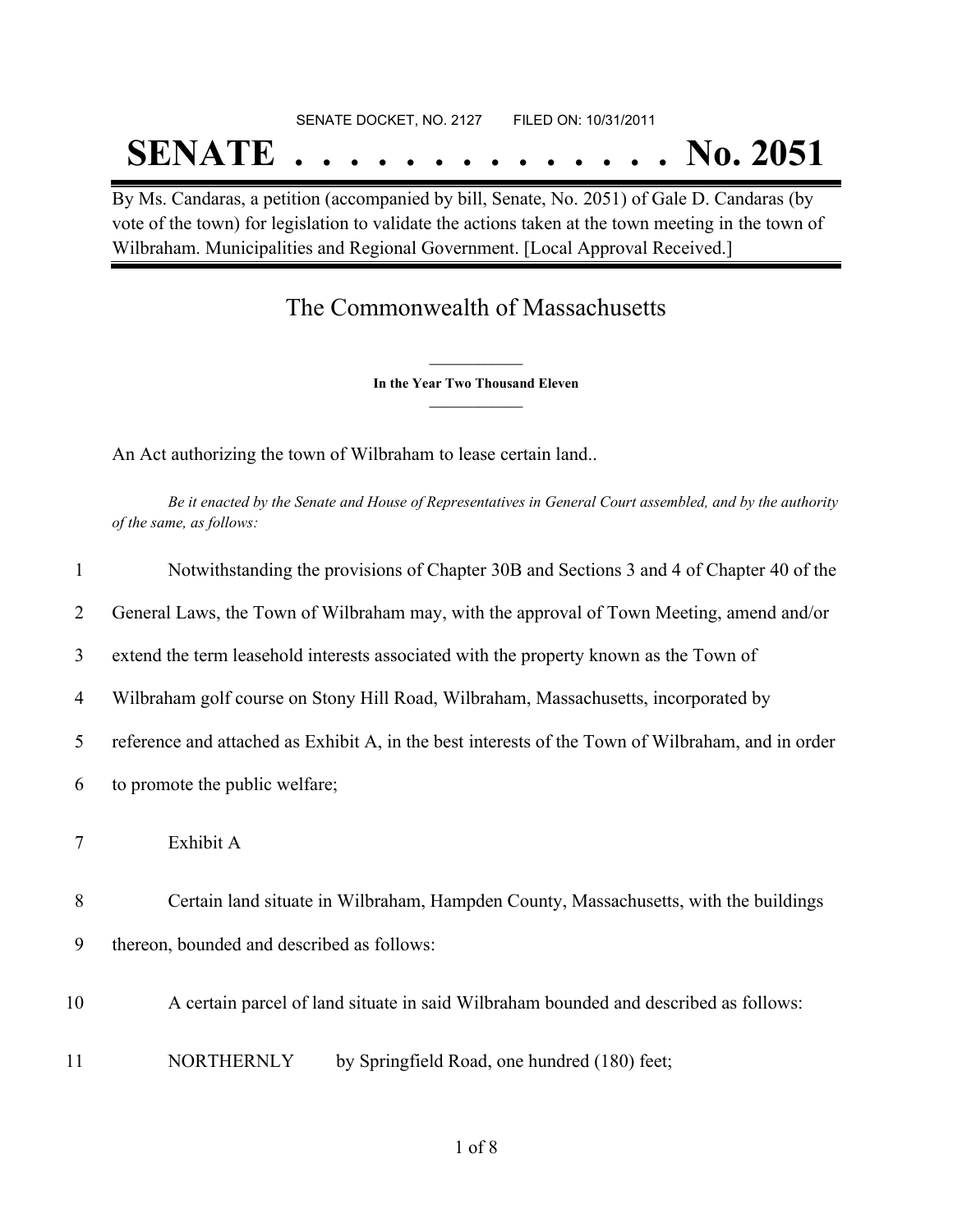SENATE DOCKET, NO. 2127        FILED ON: 10/31/2011

# SENATE . . . . . . . . . . . . . . No. 2051

By Ms. Candaras, a petition (accompanied by bill, Senate, No. 2051) of Gale D. Candaras (by vote of the town) for legislation to validate the actions taken at the town meeting in the town of Wilbraham. Municipalities and Regional Government. [Local Approval Received.]

## The Commonwealth of Massachusetts

**In the Year Two Thousand Eleven**

An Act authorizing the town of Wilbraham to lease certain land..

*Be it enacted by the Senate and House of Representatives in General Court assembled, and by the authority of the same, as follows:*

1 Notwithstanding the provisions of Chapter 30B and Sections 3 and 4 of Chapter 40 of the
2 General Laws, the Town of Wilbraham may, with the approval of Town Meeting, amend and/or
3 extend the term leasehold interests associated with the property known as the Town of
4 Wilbraham golf course on Stony Hill Road, Wilbraham, Massachusetts, incorporated by
5 reference and attached as Exhibit A, in the best interests of the Town of Wilbraham, and in order
6 to promote the public welfare;

7 Exhibit A

8 Certain land situate in Wilbraham, Hampden County, Massachusetts, with the buildings
9 thereon, bounded and described as follows:

10 A certain parcel of land situate in said Wilbraham bounded and described as follows:

11 NORTHERNLY by Springfield Road, one hundred (180) feet;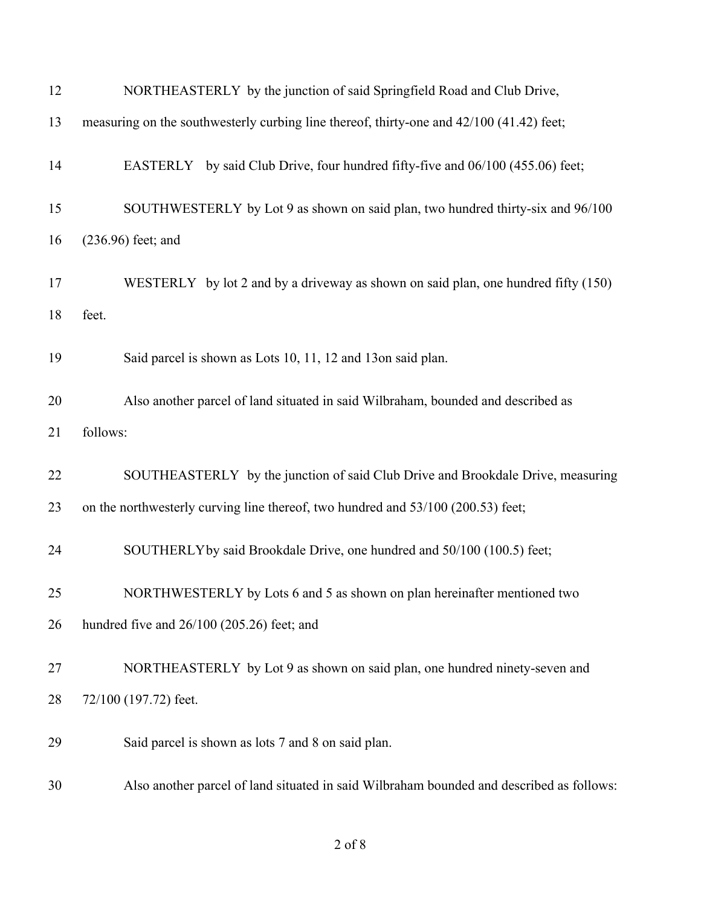NORTHEASTERLY by the junction of said Springfield Road and Club Drive, measuring on the southwesterly curbing line thereof, thirty-one and 42/100 (41.42) feet;

EASTERLY by said Club Drive, four hundred fifty-five and 06/100 (455.06) feet;

SOUTHWESTERLY by Lot 9 as shown on said plan, two hundred thirty-six and 96/100 (236.96) feet; and

WESTERLY by lot 2 and by a driveway as shown on said plan, one hundred fifty (150) feet.

Said parcel is shown as Lots 10, 11, 12 and 13on said plan.

Also another parcel of land situated in said Wilbraham, bounded and described as follows:

SOUTHEASTERLY by the junction of said Club Drive and Brookdale Drive, measuring on the northwesterly curving line thereof, two hundred and 53/100 (200.53) feet;

SOUTHERLYby said Brookdale Drive, one hundred and 50/100 (100.5) feet;

NORTHWESTERLY by Lots 6 and 5 as shown on plan hereinafter mentioned two hundred five and 26/100 (205.26) feet; and

NORTHEASTERLY by Lot 9 as shown on said plan, one hundred ninety-seven and 72/100 (197.72) feet.

Said parcel is shown as lots 7 and 8 on said plan.

Also another parcel of land situated in said Wilbraham bounded and described as follows: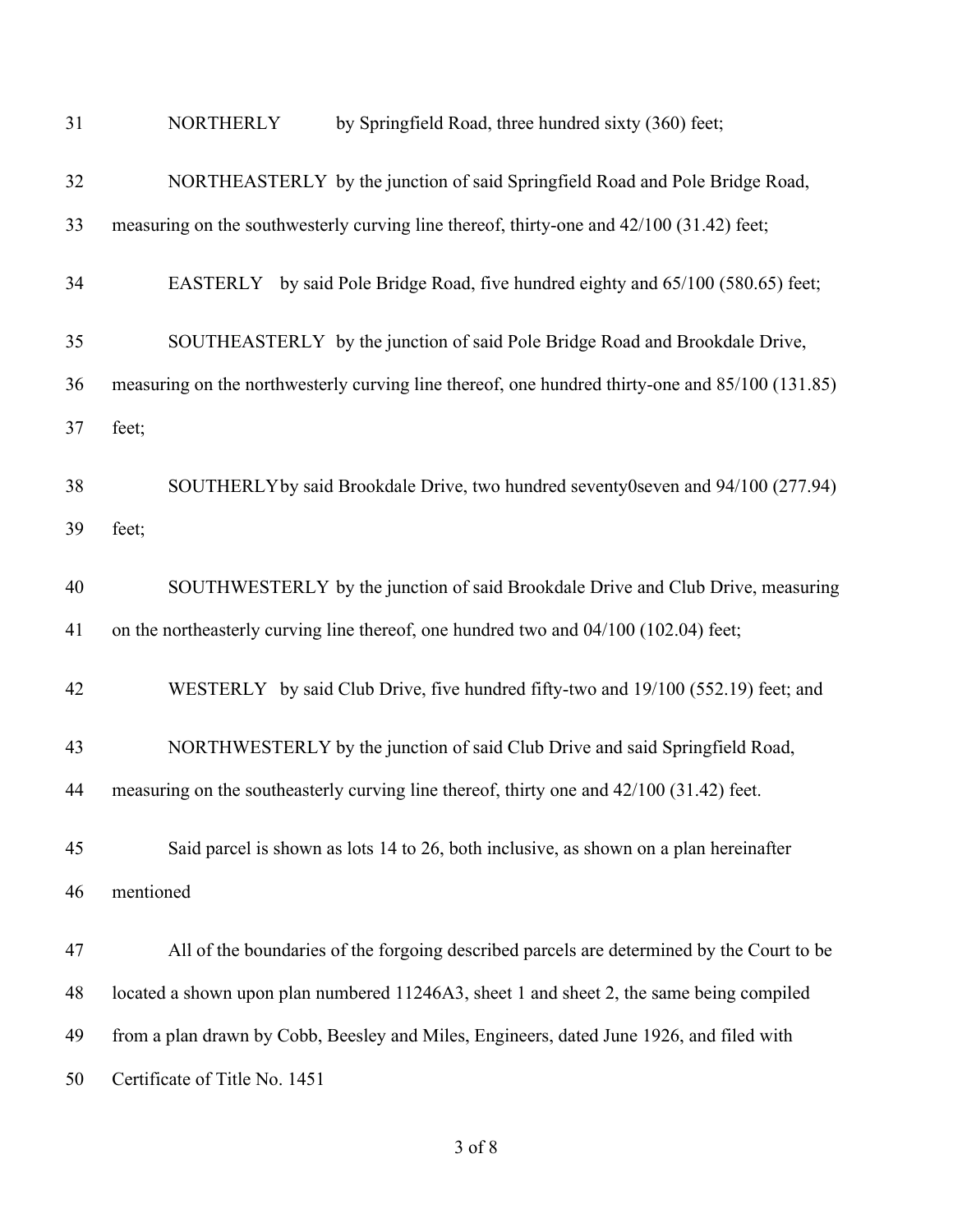NORTHERLY by Springfield Road, three hundred sixty (360) feet;

NORTHEASTERLY by the junction of said Springfield Road and Pole Bridge Road, measuring on the southwesterly curving line thereof, thirty-one and 42/100 (31.42) feet;

EASTERLY by said Pole Bridge Road, five hundred eighty and 65/100 (580.65) feet;

SOUTHEASTERLY by the junction of said Pole Bridge Road and Brookdale Drive, measuring on the northwesterly curving line thereof, one hundred thirty-one and 85/100 (131.85) feet;

SOUTHERLYby said Brookdale Drive, two hundred seventy0seven and 94/100 (277.94) feet;

SOUTHWESTERLY by the junction of said Brookdale Drive and Club Drive, measuring on the northeasterly curving line thereof, one hundred two and 04/100 (102.04) feet;

WESTERLY by said Club Drive, five hundred fifty-two and 19/100 (552.19) feet; and

NORTHWESTERLY by the junction of said Club Drive and said Springfield Road, measuring on the southeasterly curving line thereof, thirty one and 42/100 (31.42) feet.

Said parcel is shown as lots 14 to 26, both inclusive, as shown on a plan hereinafter mentioned

All of the boundaries of the forgoing described parcels are determined by the Court to be located a shown upon plan numbered 11246A3, sheet 1 and sheet 2, the same being compiled from a plan drawn by Cobb, Beesley and Miles, Engineers, dated June 1926, and filed with Certificate of Title No. 1451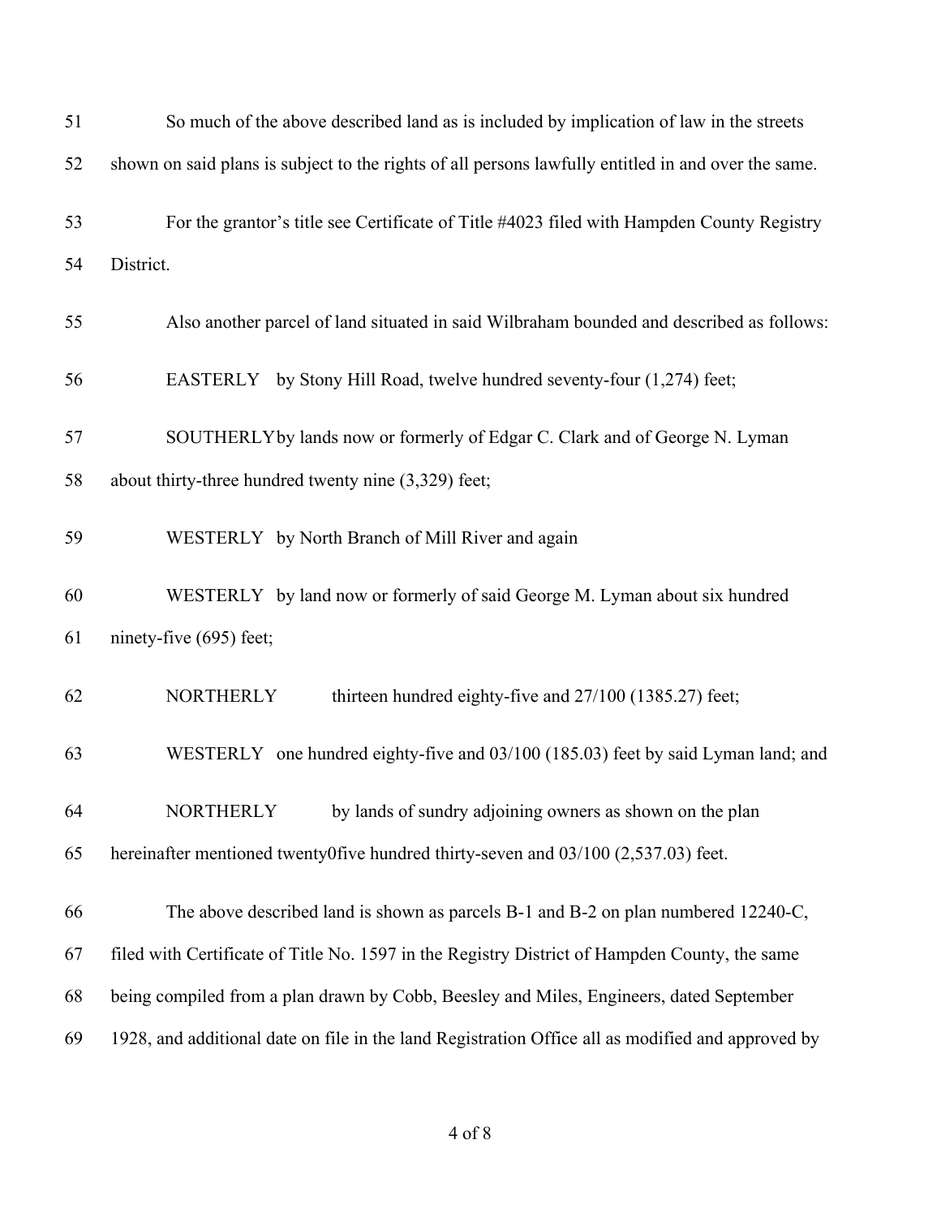51 So much of the above described land as is included by implication of law in the streets
52 shown on said plans is subject to the rights of all persons lawfully entitled in and over the same.

53 For the grantor's title see Certificate of Title #4023 filed with Hampden County Registry
54 District.

55 Also another parcel of land situated in said Wilbraham bounded and described as follows:

56 EASTERLY by Stony Hill Road, twelve hundred seventy-four (1,274) feet;

57 SOUTHERLYby lands now or formerly of Edgar C. Clark and of George N. Lyman
58 about thirty-three hundred twenty nine (3,329) feet;

59 WESTERLY by North Branch of Mill River and again

60 WESTERLY by land now or formerly of said George M. Lyman about six hundred
61 ninety-five (695) feet;

62 NORTHERLY thirteen hundred eighty-five and 27/100 (1385.27) feet;

63 WESTERLY one hundred eighty-five and 03/100 (185.03) feet by said Lyman land; and

64 NORTHERLY by lands of sundry adjoining owners as shown on the plan
65 hereinafter mentioned twenty0five hundred thirty-seven and 03/100 (2,537.03) feet.

66 The above described land is shown as parcels B-1 and B-2 on plan numbered 12240-C,
67 filed with Certificate of Title No. 1597 in the Registry District of Hampden County, the same
68 being compiled from a plan drawn by Cobb, Beesley and Miles, Engineers, dated September
69 1928, and additional date on file in the land Registration Office all as modified and approved by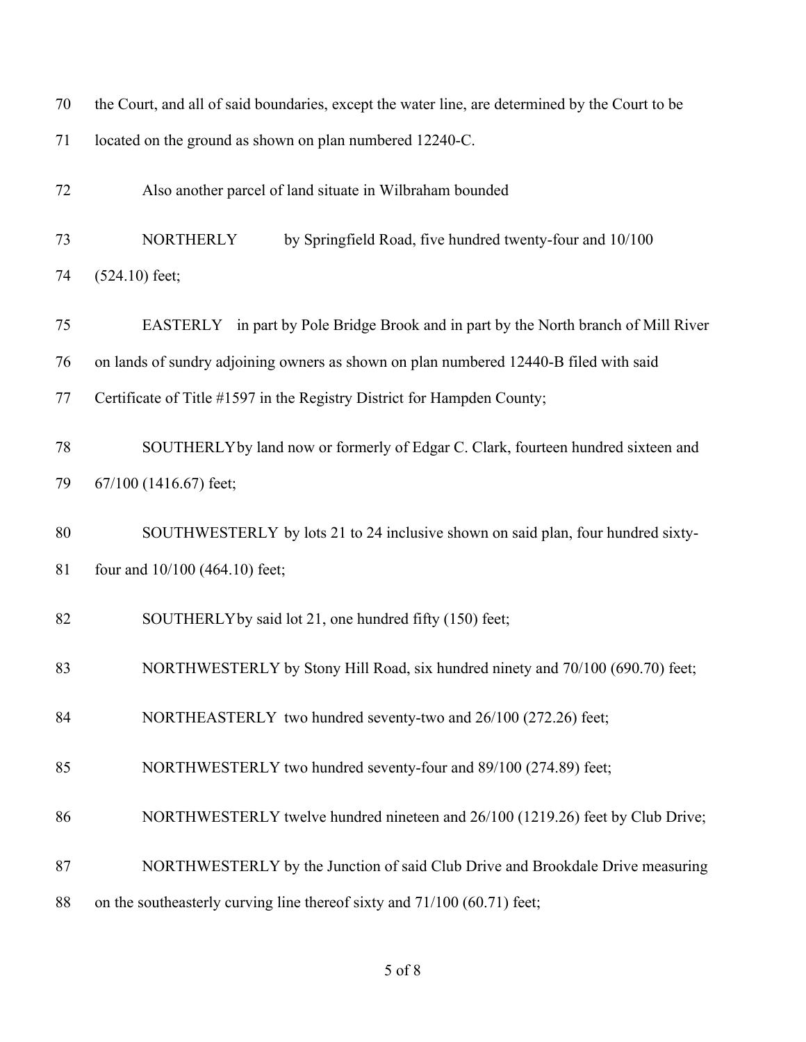the Court, and all of said boundaries, except the water line, are determined by the Court to be located on the ground as shown on plan numbered 12240-C.

Also another parcel of land situate in Wilbraham bounded

NORTHERLY by Springfield Road, five hundred twenty-four and 10/100 (524.10) feet;

EASTERLY in part by Pole Bridge Brook and in part by the North branch of Mill River on lands of sundry adjoining owners as shown on plan numbered 12440-B filed with said Certificate of Title #1597 in the Registry District for Hampden County;

SOUTHERLY by land now or formerly of Edgar C. Clark, fourteen hundred sixteen and 67/100 (1416.67) feet;

SOUTHWESTERLY by lots 21 to 24 inclusive shown on said plan, four hundred sixty-four and 10/100 (464.10) feet;

SOUTHERLY by said lot 21, one hundred fifty (150) feet;

NORTHWESTERLY by Stony Hill Road, six hundred ninety and 70/100 (690.70) feet;

NORTHEASTERLY two hundred seventy-two and 26/100 (272.26) feet;

NORTHWESTERLY two hundred seventy-four and 89/100 (274.89) feet;

NORTHWESTERLY twelve hundred nineteen and 26/100 (1219.26) feet by Club Drive;

NORTHWESTERLY by the Junction of said Club Drive and Brookdale Drive measuring on the southeasterly curving line thereof sixty and 71/100 (60.71) feet;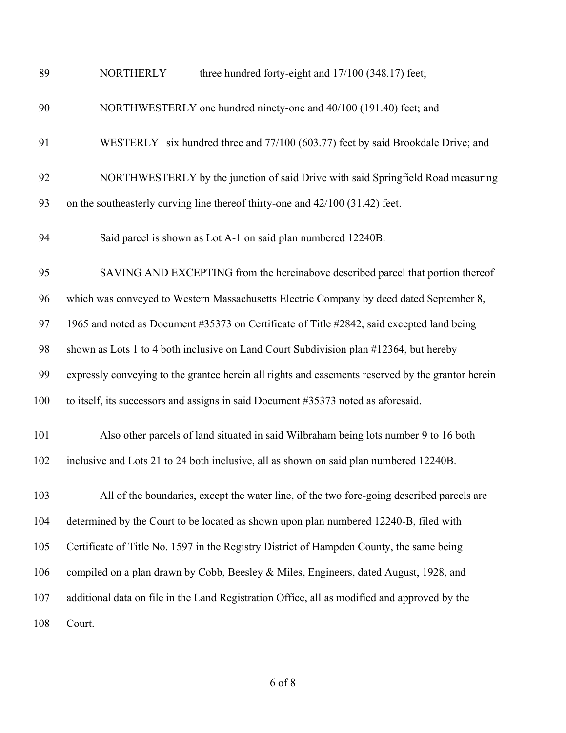NORTHERLY three hundred forty-eight and 17/100 (348.17) feet;

NORTHWESTERLY one hundred ninety-one and 40/100 (191.40) feet; and

WESTERLY six hundred three and 77/100 (603.77) feet by said Brookdale Drive; and

NORTHWESTERLY by the junction of said Drive with said Springfield Road measuring on the southeasterly curving line thereof thirty-one and 42/100 (31.42) feet.

Said parcel is shown as Lot A-1 on said plan numbered 12240B.

SAVING AND EXCEPTING from the hereinabove described parcel that portion thereof which was conveyed to Western Massachusetts Electric Company by deed dated September 8, 1965 and noted as Document #35373 on Certificate of Title #2842, said excepted land being shown as Lots 1 to 4 both inclusive on Land Court Subdivision plan #12364, but hereby expressly conveying to the grantee herein all rights and easements reserved by the grantor herein to itself, its successors and assigns in said Document #35373 noted as aforesaid.

Also other parcels of land situated in said Wilbraham being lots number 9 to 16 both inclusive and Lots 21 to 24 both inclusive, all as shown on said plan numbered 12240B.

All of the boundaries, except the water line, of the two fore-going described parcels are determined by the Court to be located as shown upon plan numbered 12240-B, filed with Certificate of Title No. 1597 in the Registry District of Hampden County, the same being compiled on a plan drawn by Cobb, Beesley & Miles, Engineers, dated August, 1928, and additional data on file in the Land Registration Office, all as modified and approved by the Court.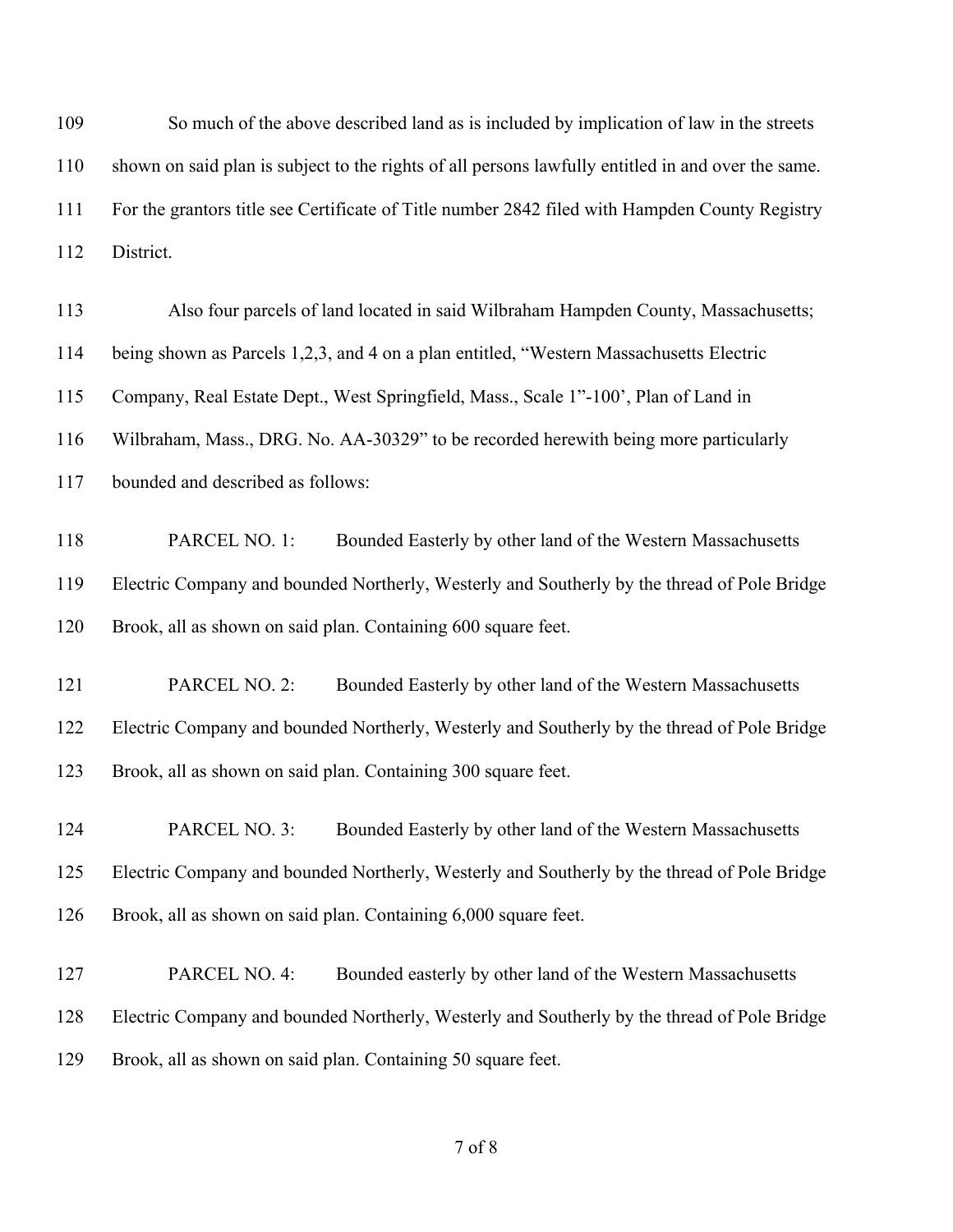109 So much of the above described land as is included by implication of law in the streets
110 shown on said plan is subject to the rights of all persons lawfully entitled in and over the same.
111 For the grantors title see Certificate of Title number 2842 filed with Hampden County Registry
112 District.

113 Also four parcels of land located in said Wilbraham Hampden County, Massachusetts;
114 being shown as Parcels 1,2,3, and 4 on a plan entitled, "Western Massachusetts Electric
115 Company, Real Estate Dept., West Springfield, Mass., Scale 1"-100', Plan of Land in
116 Wilbraham, Mass., DRG. No. AA-30329" to be recorded herewith being more particularly
117 bounded and described as follows:

118 PARCEL NO. 1: Bounded Easterly by other land of the Western Massachusetts
119 Electric Company and bounded Northerly, Westerly and Southerly by the thread of Pole Bridge
120 Brook, all as shown on said plan. Containing 600 square feet.

121 PARCEL NO. 2: Bounded Easterly by other land of the Western Massachusetts
122 Electric Company and bounded Northerly, Westerly and Southerly by the thread of Pole Bridge
123 Brook, all as shown on said plan. Containing 300 square feet.

124 PARCEL NO. 3: Bounded Easterly by other land of the Western Massachusetts
125 Electric Company and bounded Northerly, Westerly and Southerly by the thread of Pole Bridge
126 Brook, all as shown on said plan. Containing 6,000 square feet.

127 PARCEL NO. 4: Bounded easterly by other land of the Western Massachusetts
128 Electric Company and bounded Northerly, Westerly and Southerly by the thread of Pole Bridge
129 Brook, all as shown on said plan. Containing 50 square feet.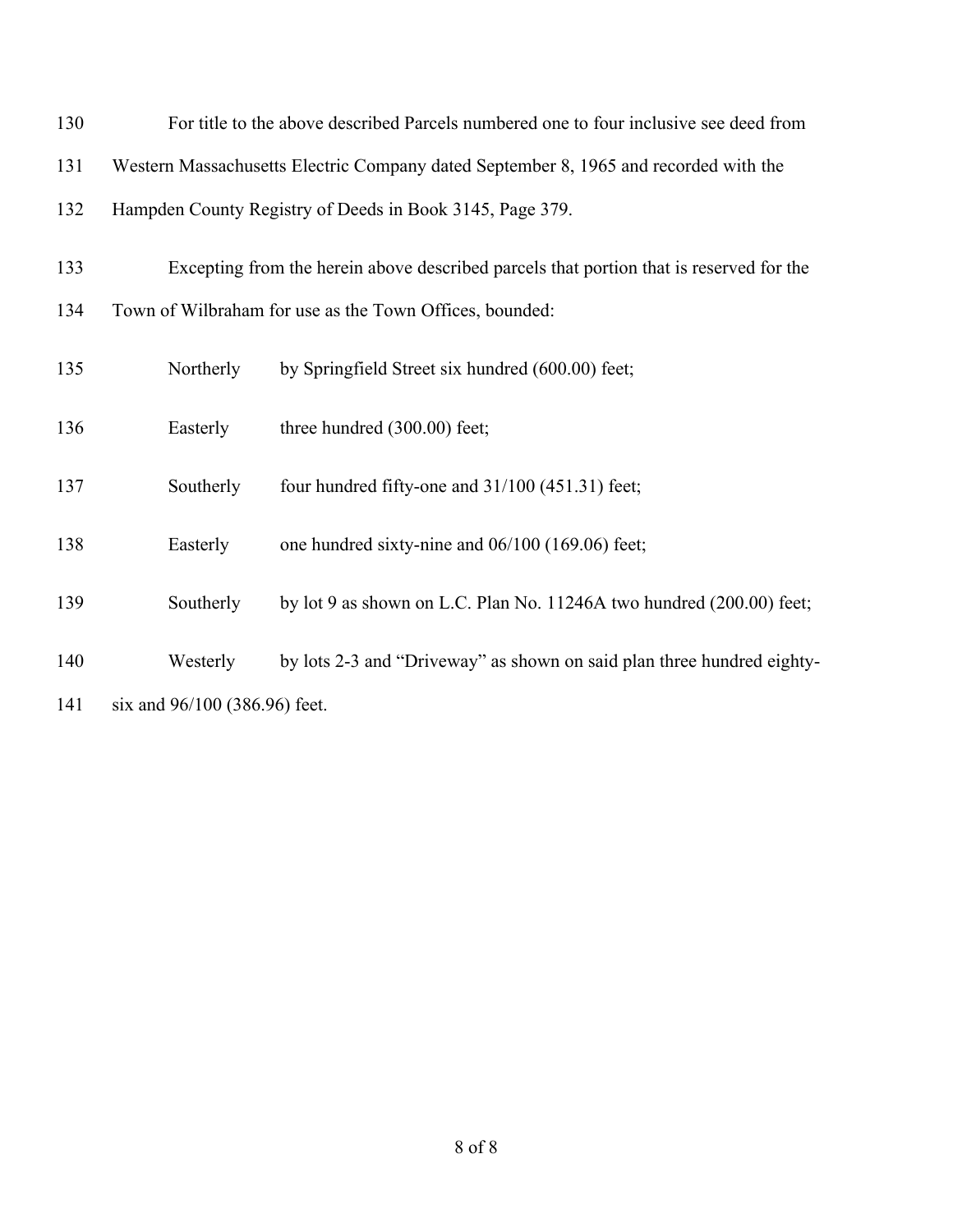130 For title to the above described Parcels numbered one to four inclusive see deed from

131 Western Massachusetts Electric Company dated September 8, 1965 and recorded with the

132 Hampden County Registry of Deeds in Book 3145, Page 379.

133 Excepting from the herein above described parcels that portion that is reserved for the

134 Town of Wilbraham for use as the Town Offices, bounded:

135 Northerly by Springfield Street six hundred (600.00) feet;

136 Easterly three hundred (300.00) feet;

137 Southerly four hundred fifty-one and 31/100 (451.31) feet;

138 Easterly one hundred sixty-nine and 06/100 (169.06) feet;

139 Southerly by lot 9 as shown on L.C. Plan No. 11246A two hundred (200.00) feet;

140 Westerly by lots 2-3 and "Driveway" as shown on said plan three hundred eighty-

141 six and 96/100 (386.96) feet.